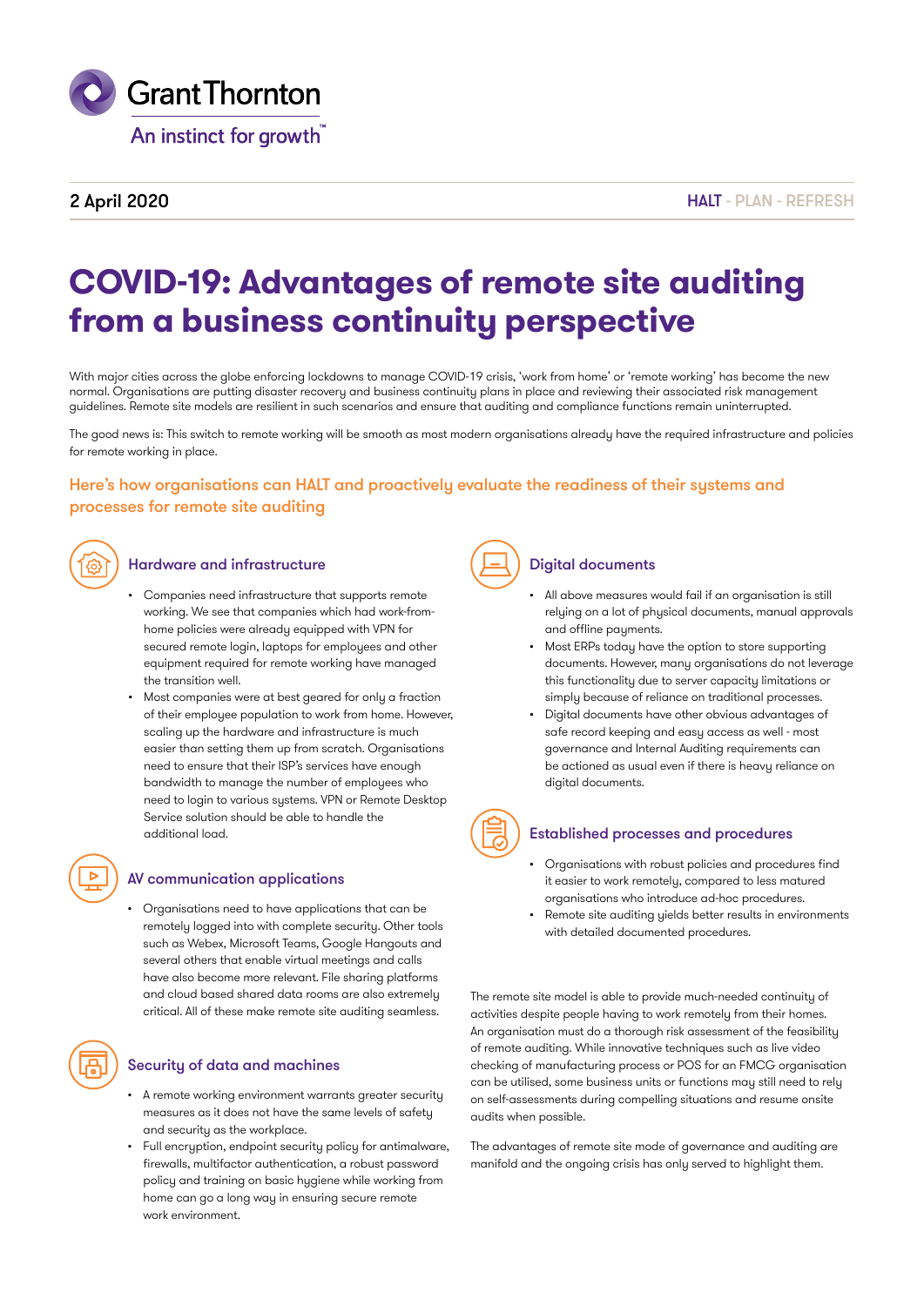Grant Thornton

An instinct for growth™

2 April 2020

HALT - PLAN - REFRESH

# COVID-19: Advantages of remote site auditing from a business continuity perspective

With major cities across the globe enforcing lockdowns to manage COVID-19 crisis, 'work from home' or 'remote working' has become the new normal. Organisations are putting disaster recovery and business continuity plans in place and reviewing their associated risk management guidelines. Remote site models are resilient in such scenarios and ensure that auditing and compliance functions remain uninterrupted.

The good news is: This switch to remote working will be smooth as most modern organisations already have the required infrastructure and policies for remote working in place.

## Here's how organisations can HALT and proactively evaluate the readiness of their systems and processes for remote site auditing

### Hardware and infrastructure

- Companies need infrastructure that supports remote working. We see that companies which had work-from-home policies were already equipped with VPN for secured remote login, laptops for employees and other equipment required for remote working have managed the transition well.
- Most companies were at best geared for only a fraction of their employee population to work from home. However, scaling up the hardware and infrastructure is much easier than setting them up from scratch. Organisations need to ensure that their ISP's services have enough bandwidth to manage the number of employees who need to login to various systems. VPN or Remote Desktop Service solution should be able to handle the additional load.

### AV communication applications

- Organisations need to have applications that can be remotely logged into with complete security. Other tools such as Webex, Microsoft Teams, Google Hangouts and several others that enable virtual meetings and calls have also become more relevant. File sharing platforms and cloud based shared data rooms are also extremely critical. All of these make remote site auditing seamless.

### Security of data and machines

- A remote working environment warrants greater security measures as it does not have the same levels of safety and security as the workplace.
- Full encryption, endpoint security policy for antimalware, firewalls, multifactor authentication, a robust password policy and training on basic hygiene while working from home can go a long way in ensuring secure remote work environment.

### Digital documents

- All above measures would fail if an organisation is still relying on a lot of physical documents, manual approvals and offline payments.
- Most ERPs today have the option to store supporting documents. However, many organisations do not leverage this functionality due to server capacity limitations or simply because of reliance on traditional processes.
- Digital documents have other obvious advantages of safe record keeping and easy access as well - most governance and Internal Auditing requirements can be actioned as usual even if there is heavy reliance on digital documents.

### Established processes and procedures

- Organisations with robust policies and procedures find it easier to work remotely, compared to less matured organisations who introduce ad-hoc procedures.
- Remote site auditing yields better results in environments with detailed documented procedures.

The remote site model is able to provide much-needed continuity of activities despite people having to work remotely from their homes. An organisation must do a thorough risk assessment of the feasibility of remote auditing. While innovative techniques such as live video checking of manufacturing process or POS for an FMCG organisation can be utilised, some business units or functions may still need to rely on self-assessments during compelling situations and resume onsite audits when possible.

The advantages of remote site mode of governance and auditing are manifold and the ongoing crisis has only served to highlight them.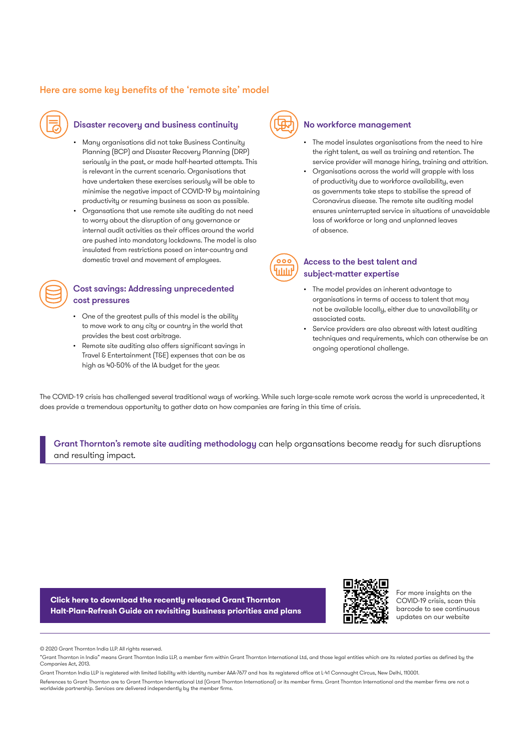## Here are some key benefits of the 'remote site' model

### Disaster recovery and business continuity

- Many organisations did not take Business Continuity Planning (BCP) and Disaster Recovery Planning (DRP) seriously in the past, or made half-hearted attempts. This is relevant in the current scenario. Organisations that have undertaken these exercises seriously will be able to minimise the negative impact of COVID-19 by maintaining productivity or resuming business as soon as possible.
- Organsations that use remote site auditing do not need to worry about the disruption of any governance or internal audit activities as their offices around the world are pushed into mandatory lockdowns. The model is also insulated from restrictions posed on inter-country and domestic travel and movement of employees.

### Cost savings: Addressing unprecedented cost pressures

- One of the greatest pulls of this model is the ability to move work to any city or country in the world that provides the best cost arbitrage.
- Remote site auditing also offers significant savings in Travel & Entertainment (T&E) expenses that can be as high as 40-50% of the IA budget for the year.

### No workforce management

- The model insulates organisations from the need to hire the right talent, as well as training and retention. The service provider will manage hiring, training and attrition.
- Organisations across the world will grapple with loss of productivity due to workforce availability, even as governments take steps to stabilise the spread of Coronavirus disease. The remote site auditing model ensures uninterrupted service in situations of unavoidable loss of workforce or long and unplanned leaves of absence.

### Access to the best talent and subject-matter expertise

- The model provides an inherent advantage to organisations in terms of access to talent that may not be available locally, either due to unavailability or associated costs.
- Service providers are also abreast with latest auditing techniques and requirements, which can otherwise be an ongoing operational challenge.

The COVID-19 crisis has challenged several traditional ways of working. While such large-scale remote work across the world is unprecedented, it does provide a tremendous opportunity to gather data on how companies are faring in this time of crisis.

> **Grant Thornton's remote site auditing methodology** can help organsations become ready for such disruptions and resulting impact.

**Click here to download the recently released Grant Thornton Halt-Plan-Refresh Guide on revisiting business priorities and plans**

For more insights on the COVID-19 crisis, scan this barcode to see continuous updates on our website

© 2020 Grant Thornton India LLP. All rights reserved.

"Grant Thornton in India" means Grant Thornton India LLP, a member firm within Grant Thornton International Ltd, and those legal entities which are its related parties as defined by the Companies Act, 2013.

Grant Thornton India LLP is registered with limited liability with identity number AAA-7677 and has its registered office at L-41 Connaught Circus, New Delhi, 110001.

References to Grant Thornton are to Grant Thornton International Ltd (Grant Thornton International) or its member firms. Grant Thornton International and the member firms are not a worldwide partnership. Services are delivered independently by the member firms.